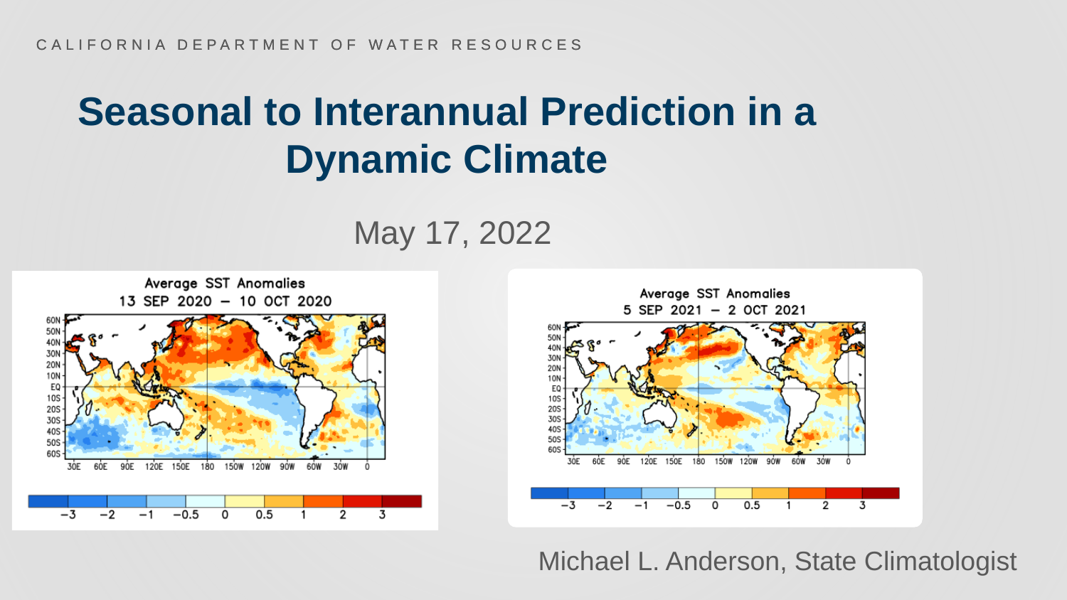CALIFORNIA DEPARTMENT OF WATER RESOURCES

# Seasonal to Interannual Prediction in a Dynamic Climate

May 17, 2022

Average SST Anomalies
13 SEP 2020 – 10 OCT 2020

Average SST Anomalies
5 SEP 2021 – 2 OCT 2021

Michael L. Anderson, State Climatologist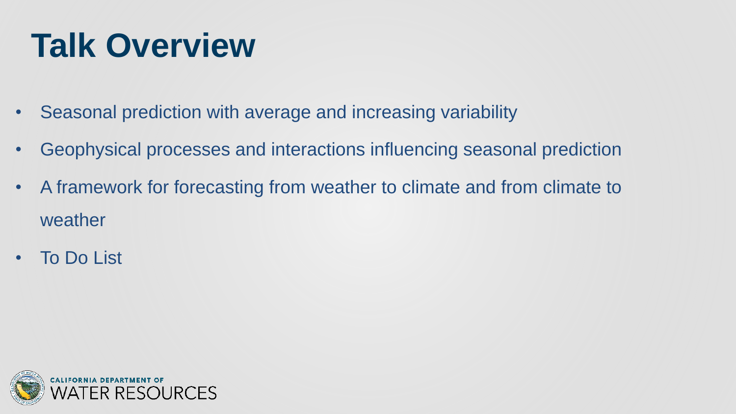# Talk Overview

- Seasonal prediction with average and increasing variability
- Geophysical processes and interactions influencing seasonal prediction
- A framework for forecasting from weather to climate and from climate to weather
- To Do List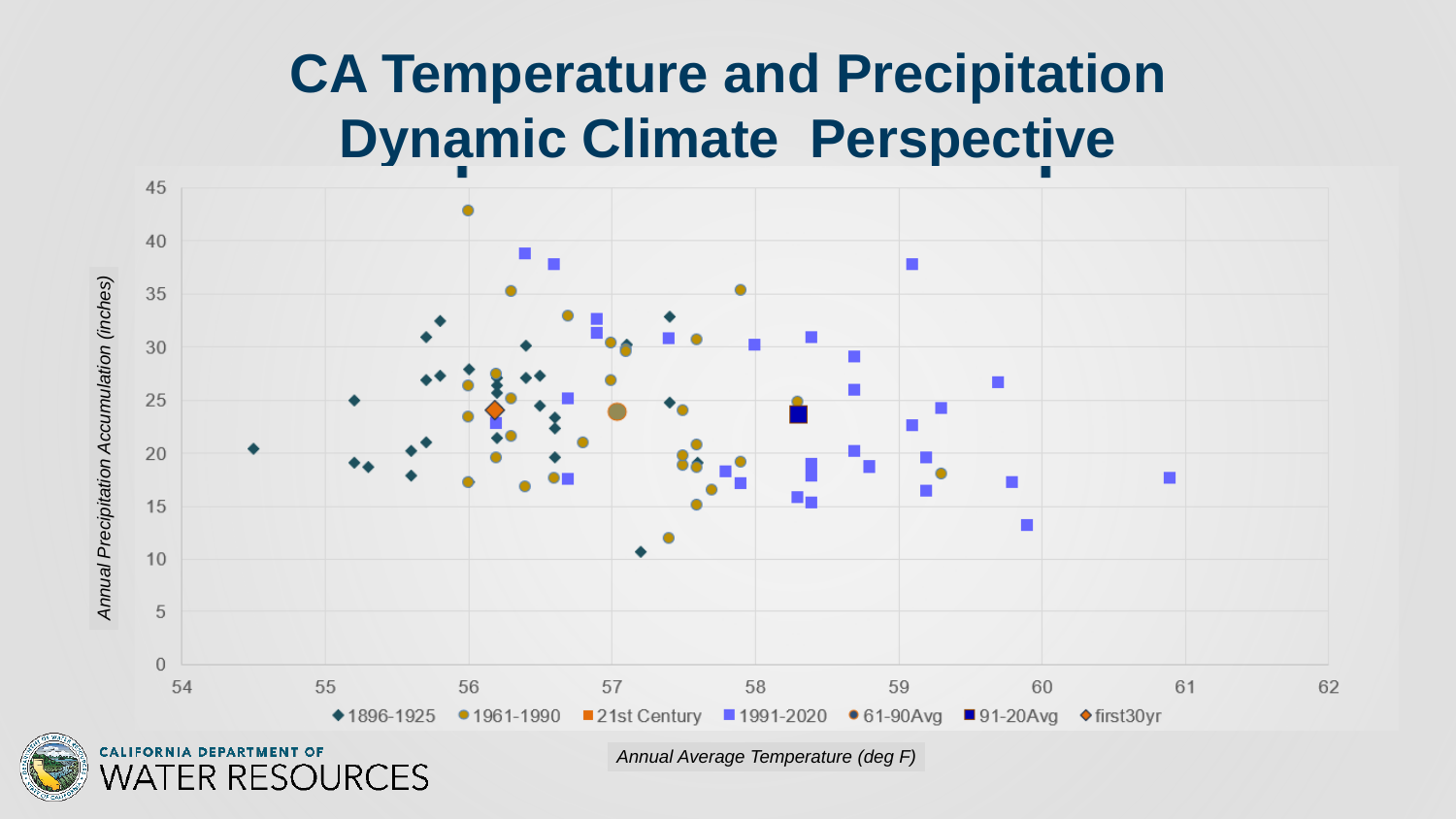# CA Temperature and Precipitation Dynamic Climate Perspective

Annual Precipitation Accumulation (inches)

Annual Average Temperature (deg F)

◆ 1896-1925 ● 1961-1990 ■ 21st Century ■ 1991-2020 ● 61-90Avg ■ 91-20Avg ◆ first30yr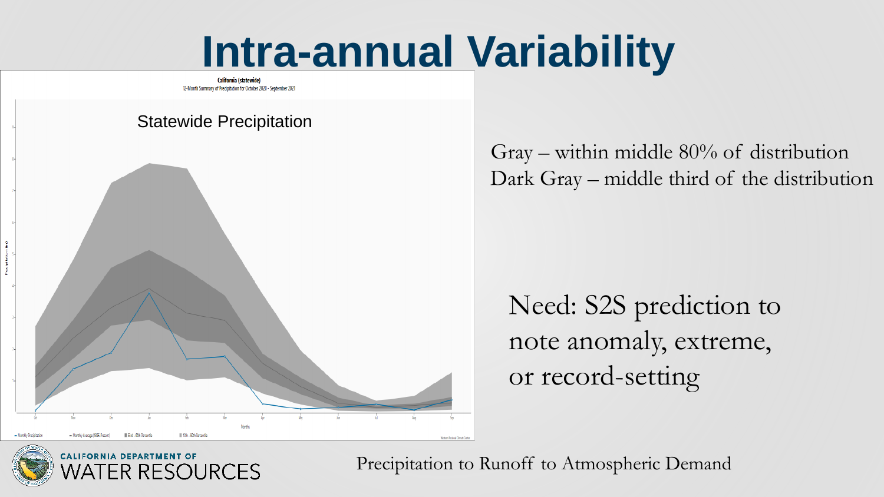# Intra-annual Variability

Gray – within middle 80% of distribution
Dark Gray – middle third of the distribution

Need: S2S prediction to note anomaly, extreme, or record-setting

Precipitation to Runoff to Atmospheric Demand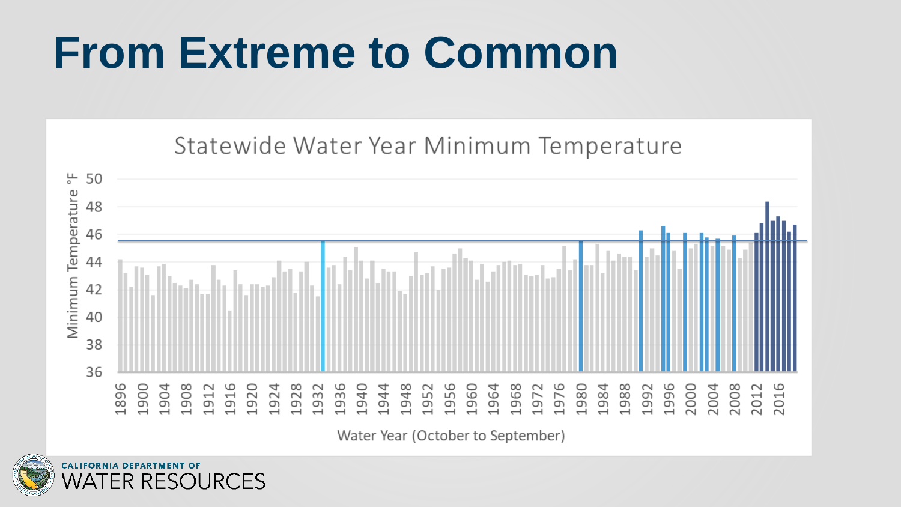# From Extreme to Common

Statewide Water Year Minimum Temperature

Minimum Temperature °F: 50, 48, 46, 44, 42, 40, 38, 36

Water Year (October to September): 1896, 1900, 1904, 1908, 1912, 1916, 1920, 1924, 1928, 1932, 1936, 1940, 1944, 1948, 1952, 1956, 1960, 1964, 1968, 1972, 1976, 1980, 1984, 1988, 1992, 1996, 2000, 2004, 2008, 2012, 2016

CALIFORNIA DEPARTMENT OF WATER RESOURCES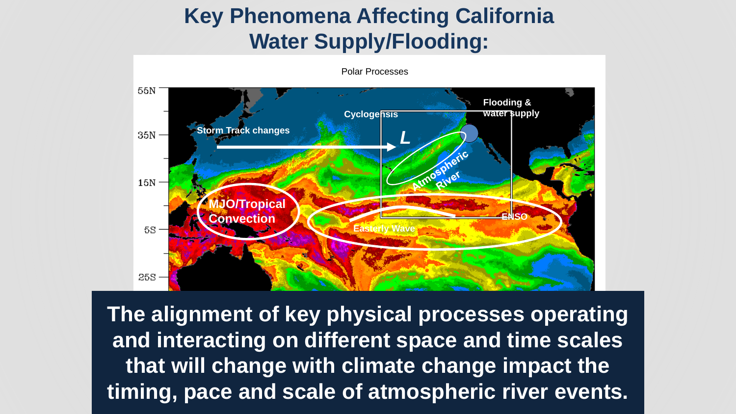# Key Phenomena Affecting California Water Supply/Flooding:

Polar Processes

55N
35N
15N
5S
25S

Storm Track changes

Cyclogensis

L

Flooding & water supply

Atmospheric River

MJO/Tropical Convection

Easterly Wave

ENSO

**The alignment of key physical processes operating and interacting on different space and time scales that will change with climate change impact the timing, pace and scale of atmospheric river events.**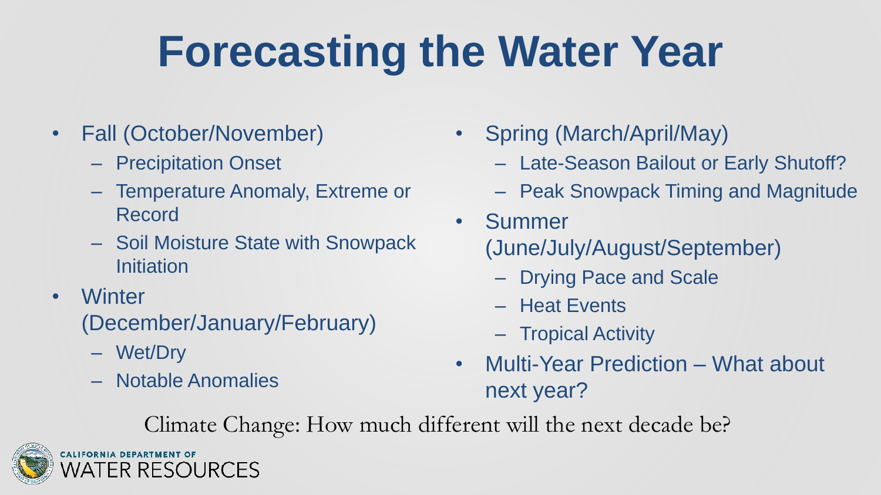# Forecasting the Water Year

- Fall (October/November)
  - Precipitation Onset
  - Temperature Anomaly, Extreme or Record
  - Soil Moisture State with Snowpack Initiation
- Winter (December/January/February)
  - Wet/Dry
  - Notable Anomalies
- Spring (March/April/May)
  - Late-Season Bailout or Early Shutoff?
  - Peak Snowpack Timing and Magnitude
- Summer (June/July/August/September)
  - Drying Pace and Scale
  - Heat Events
  - Tropical Activity
- Multi-Year Prediction – What about next year?

Climate Change: How much different will the next decade be?

CALIFORNIA DEPARTMENT OF WATER RESOURCES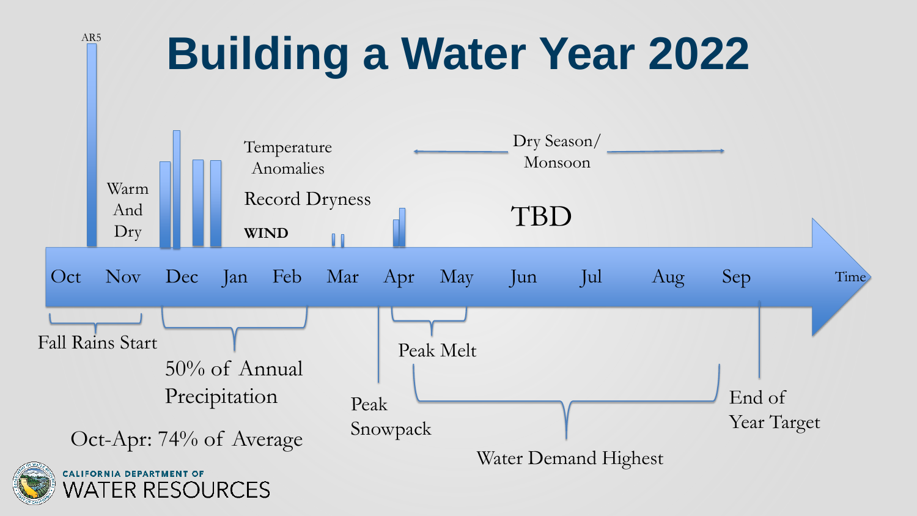# Building a Water Year 2022

AR5

Warm And Dry

Temperature Anomalies

Record Dryness

**WIND**

Dry Season/ Monsoon

TBD

Oct Nov Dec Jan Feb Mar Apr May Jun Jul Aug Sep Time

Fall Rains Start

50% of Annual Precipitation

Peak Snowpack

Peak Melt

Water Demand Highest

End of Year Target

Oct-Apr: 74% of Average

CALIFORNIA DEPARTMENT OF WATER RESOURCES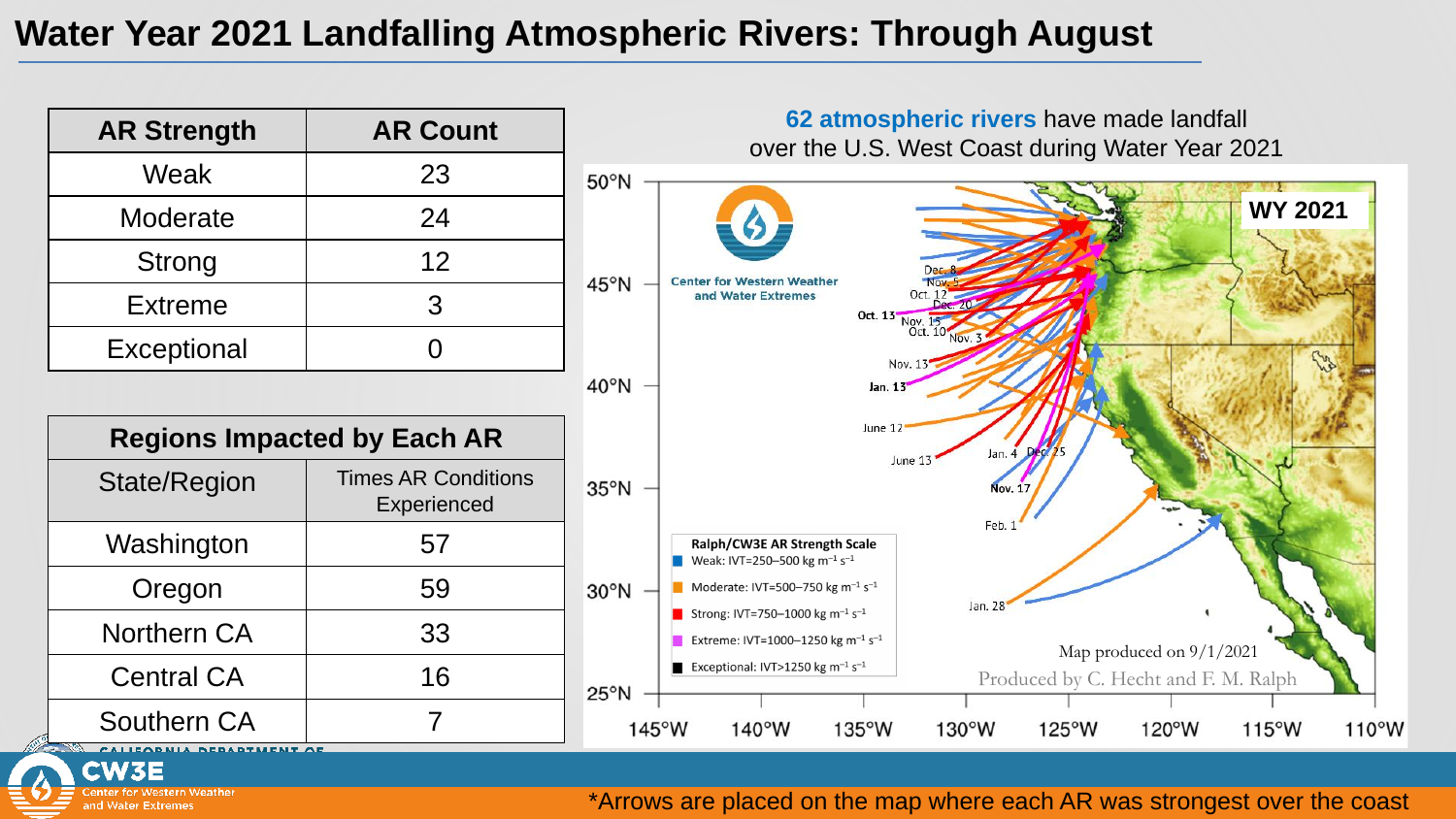# Water Year 2021 Landfalling Atmospheric Rivers: Through August

| AR Strength | AR Count |
| --- | --- |
| Weak | 23 |
| Moderate | 24 |
| Strong | 12 |
| Extreme | 3 |
| Exceptional | 0 |

| Regions Impacted by Each AR | |
| --- | --- |
| State/Region | Times AR Conditions Experienced |
| Washington | 57 |
| Oregon | 59 |
| Northern CA | 33 |
| Central CA | 16 |
| Southern CA | 7 |

**62 atmospheric rivers** have made landfall over the U.S. West Coast during Water Year 2021

*Arrows are placed on the map where each AR was strongest over the coast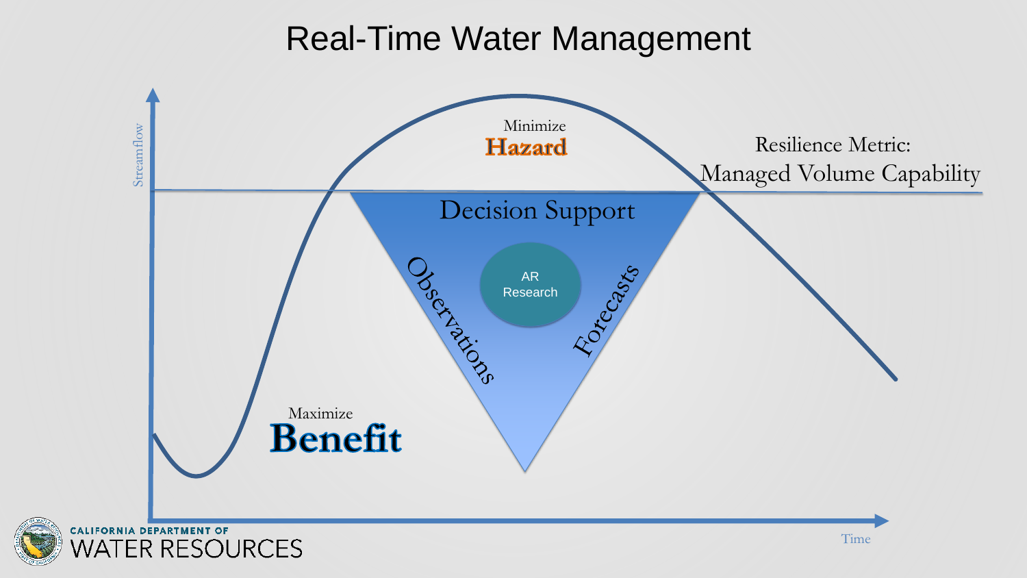# Real-Time Water Management

Streamflow

Minimize

**Hazard**

Resilience Metric:
Managed Volume Capability

Decision Support

Observations

AR Research

Forecasts

Maximize

**Benefit**

Time

CALIFORNIA DEPARTMENT OF WATER RESOURCES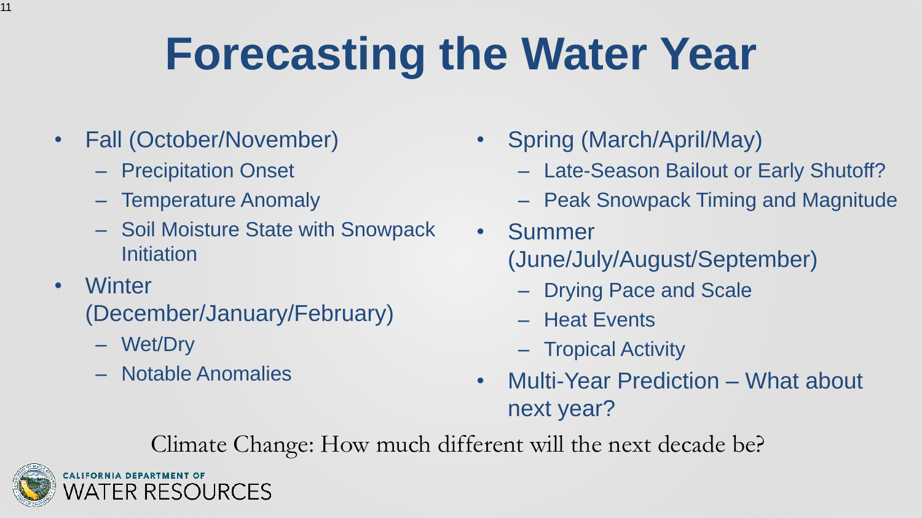# Forecasting the Water Year

- Fall (October/November)
  - Precipitation Onset
  - Temperature Anomaly
  - Soil Moisture State with Snowpack Initiation
- Winter (December/January/February)
  - Wet/Dry
  - Notable Anomalies
- Spring (March/April/May)
  - Late-Season Bailout or Early Shutoff?
  - Peak Snowpack Timing and Magnitude
- Summer (June/July/August/September)
  - Drying Pace and Scale
  - Heat Events
  - Tropical Activity
- Multi-Year Prediction – What about next year?

Climate Change: How much different will the next decade be?

CALIFORNIA DEPARTMENT OF WATER RESOURCES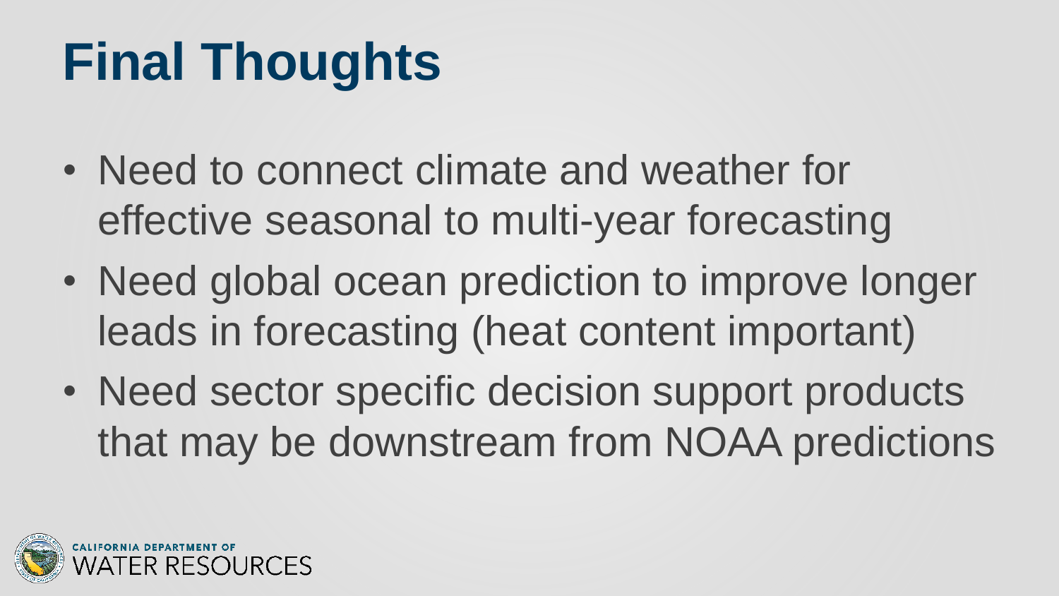# Final Thoughts

- Need to connect climate and weather for effective seasonal to multi-year forecasting
- Need global ocean prediction to improve longer leads in forecasting (heat content important)
- Need sector specific decision support products that may be downstream from NOAA predictions

CALIFORNIA DEPARTMENT OF WATER RESOURCES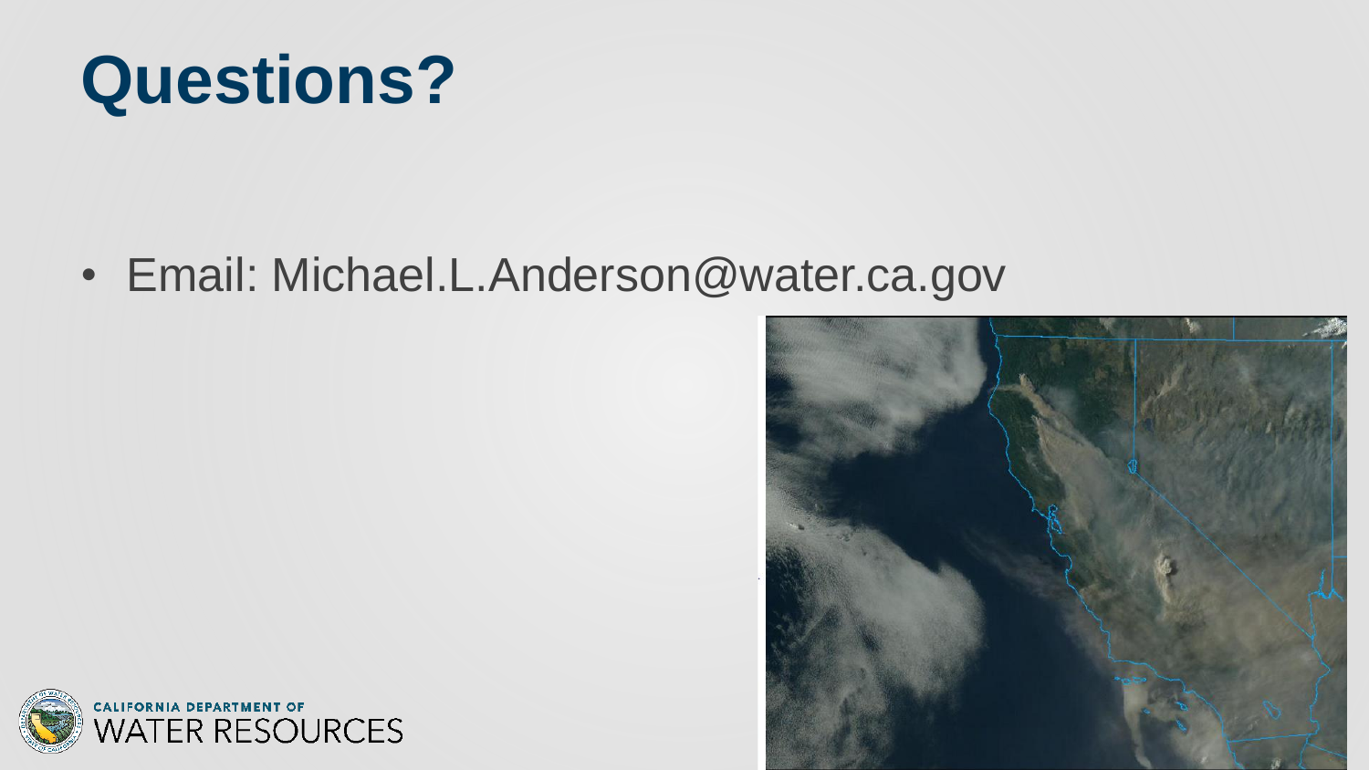# Questions?

- Email: Michael.L.Anderson@water.ca.gov

CALIFORNIA DEPARTMENT OF WATER RESOURCES